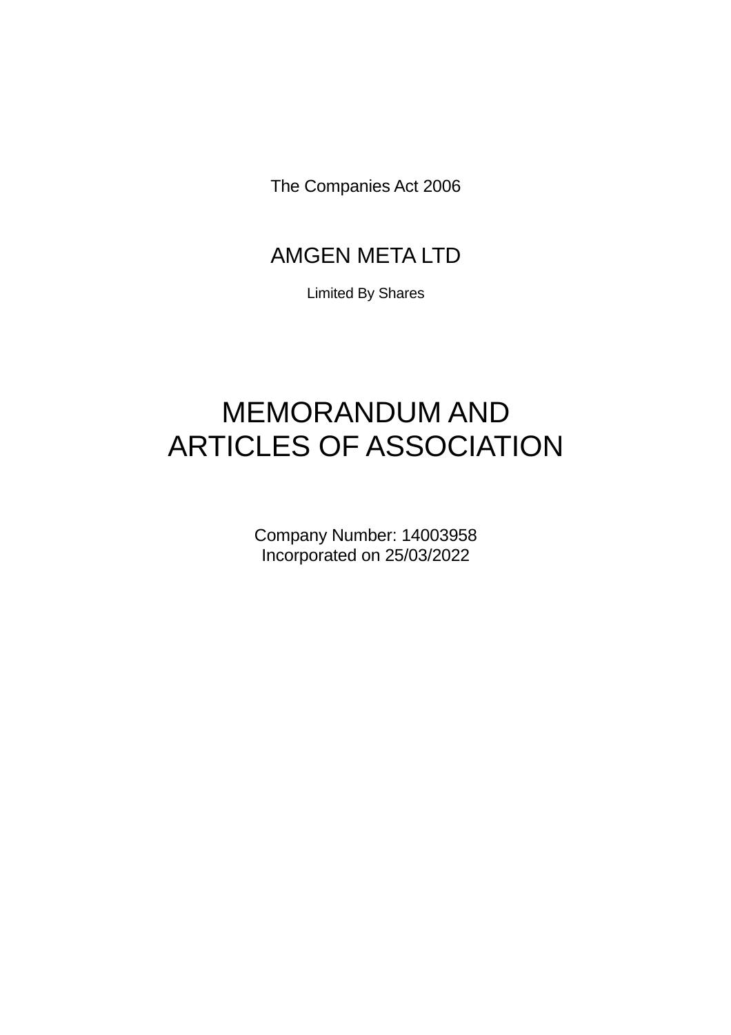The Companies Act 2006

# AMGEN META LTD

Limited By Shares

# MEMORANDUM AND ARTICLES OF ASSOCIATION

Company Number: 14003958
Incorporated on 25/03/2022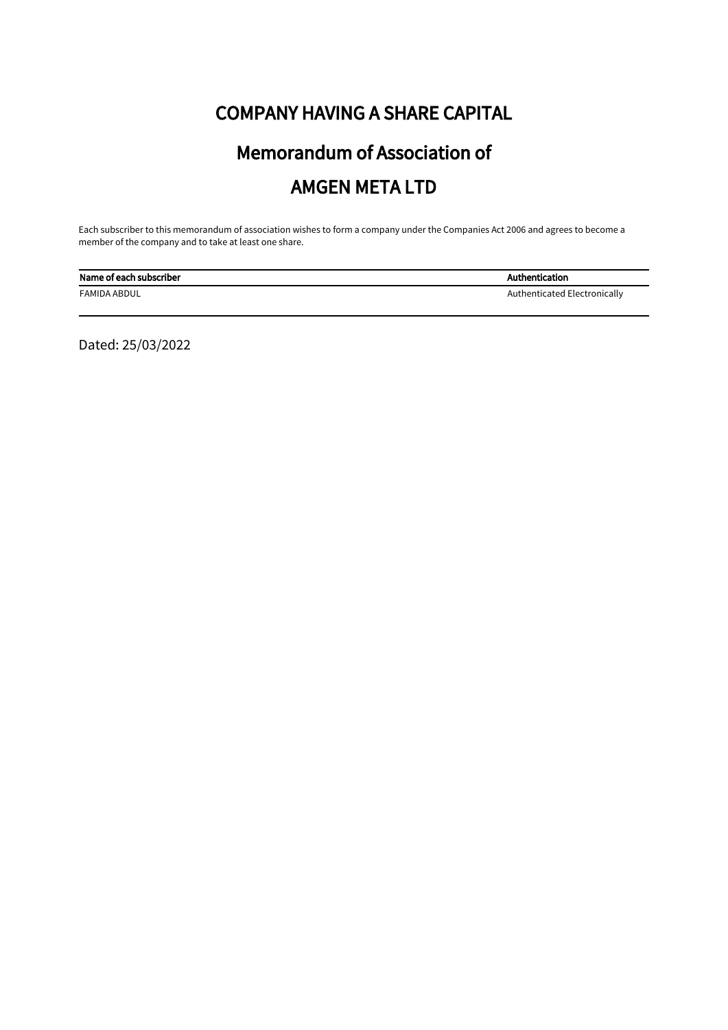# COMPANY HAVING A SHARE CAPITAL

## Memorandum of Association of

## AMGEN META LTD

Each subscriber to this memorandum of association wishes to form a company under the Companies Act 2006 and agrees to become a member of the company and to take at least one share.

| Name of each subscriber | Authentication |
|---|---|
| FAMIDA ABDUL | Authenticated Electronically |

Dated: 25/03/2022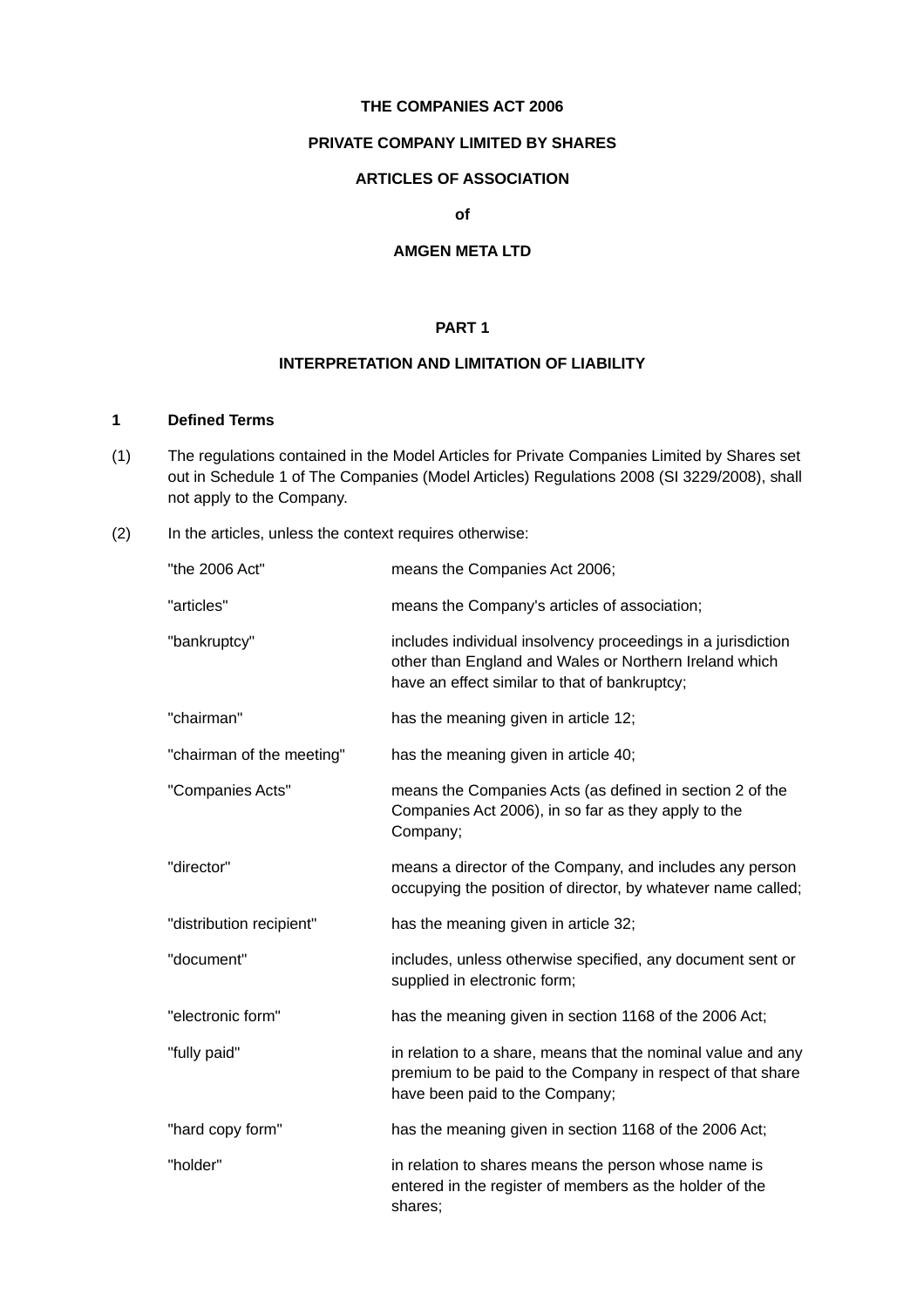**THE COMPANIES ACT 2006**

**PRIVATE COMPANY LIMITED BY SHARES**

**ARTICLES OF ASSOCIATION**

**of**

**AMGEN META LTD**

## PART 1

## INTERPRETATION AND LIMITATION OF LIABILITY

### 1 Defined Terms

(1) The regulations contained in the Model Articles for Private Companies Limited by Shares set out in Schedule 1 of The Companies (Model Articles) Regulations 2008 (SI 3229/2008), shall not apply to the Company.

(2) In the articles, unless the context requires otherwise:

| | |
|---|---|
| "the 2006 Act" | means the Companies Act 2006; |
| "articles" | means the Company's articles of association; |
| "bankruptcy" | includes individual insolvency proceedings in a jurisdiction other than England and Wales or Northern Ireland which have an effect similar to that of bankruptcy; |
| "chairman" | has the meaning given in article 12; |
| "chairman of the meeting" | has the meaning given in article 40; |
| "Companies Acts" | means the Companies Acts (as defined in section 2 of the Companies Act 2006), in so far as they apply to the Company; |
| "director" | means a director of the Company, and includes any person occupying the position of director, by whatever name called; |
| "distribution recipient" | has the meaning given in article 32; |
| "document" | includes, unless otherwise specified, any document sent or supplied in electronic form; |
| "electronic form" | has the meaning given in section 1168 of the 2006 Act; |
| "fully paid" | in relation to a share, means that the nominal value and any premium to be paid to the Company in respect of that share have been paid to the Company; |
| "hard copy form" | has the meaning given in section 1168 of the 2006 Act; |
| "holder" | in relation to shares means the person whose name is entered in the register of members as the holder of the shares; |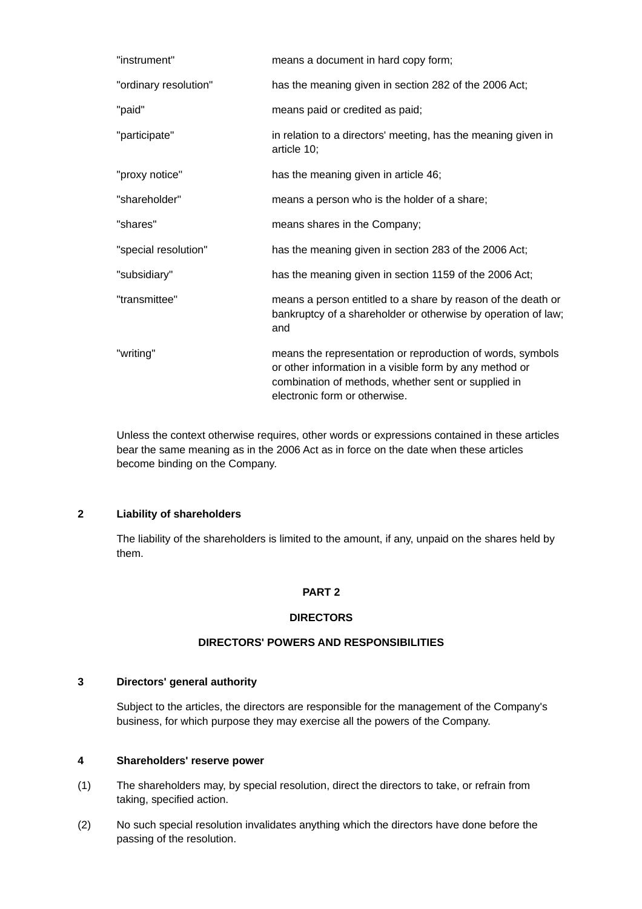| | |
|---|---|
| "instrument" | means a document in hard copy form; |
| "ordinary resolution" | has the meaning given in section 282 of the 2006 Act; |
| "paid" | means paid or credited as paid; |
| "participate" | in relation to a directors' meeting, has the meaning given in article 10; |
| "proxy notice" | has the meaning given in article 46; |
| "shareholder" | means a person who is the holder of a share; |
| "shares" | means shares in the Company; |
| "special resolution" | has the meaning given in section 283 of the 2006 Act; |
| "subsidiary" | has the meaning given in section 1159 of the 2006 Act; |
| "transmittee" | means a person entitled to a share by reason of the death or bankruptcy of a shareholder or otherwise by operation of law; and |
| "writing" | means the representation or reproduction of words, symbols or other information in a visible form by any method or combination of methods, whether sent or supplied in electronic form or otherwise. |

Unless the context otherwise requires, other words or expressions contained in these articles bear the same meaning as in the 2006 Act as in force on the date when these articles become binding on the Company.

### 2 Liability of shareholders

The liability of the shareholders is limited to the amount, if any, unpaid on the shares held by them.

## PART 2

## DIRECTORS

## DIRECTORS' POWERS AND RESPONSIBILITIES

### 3 Directors' general authority

Subject to the articles, the directors are responsible for the management of the Company's business, for which purpose they may exercise all the powers of the Company.

### 4 Shareholders' reserve power

(1) The shareholders may, by special resolution, direct the directors to take, or refrain from taking, specified action.

(2) No such special resolution invalidates anything which the directors have done before the passing of the resolution.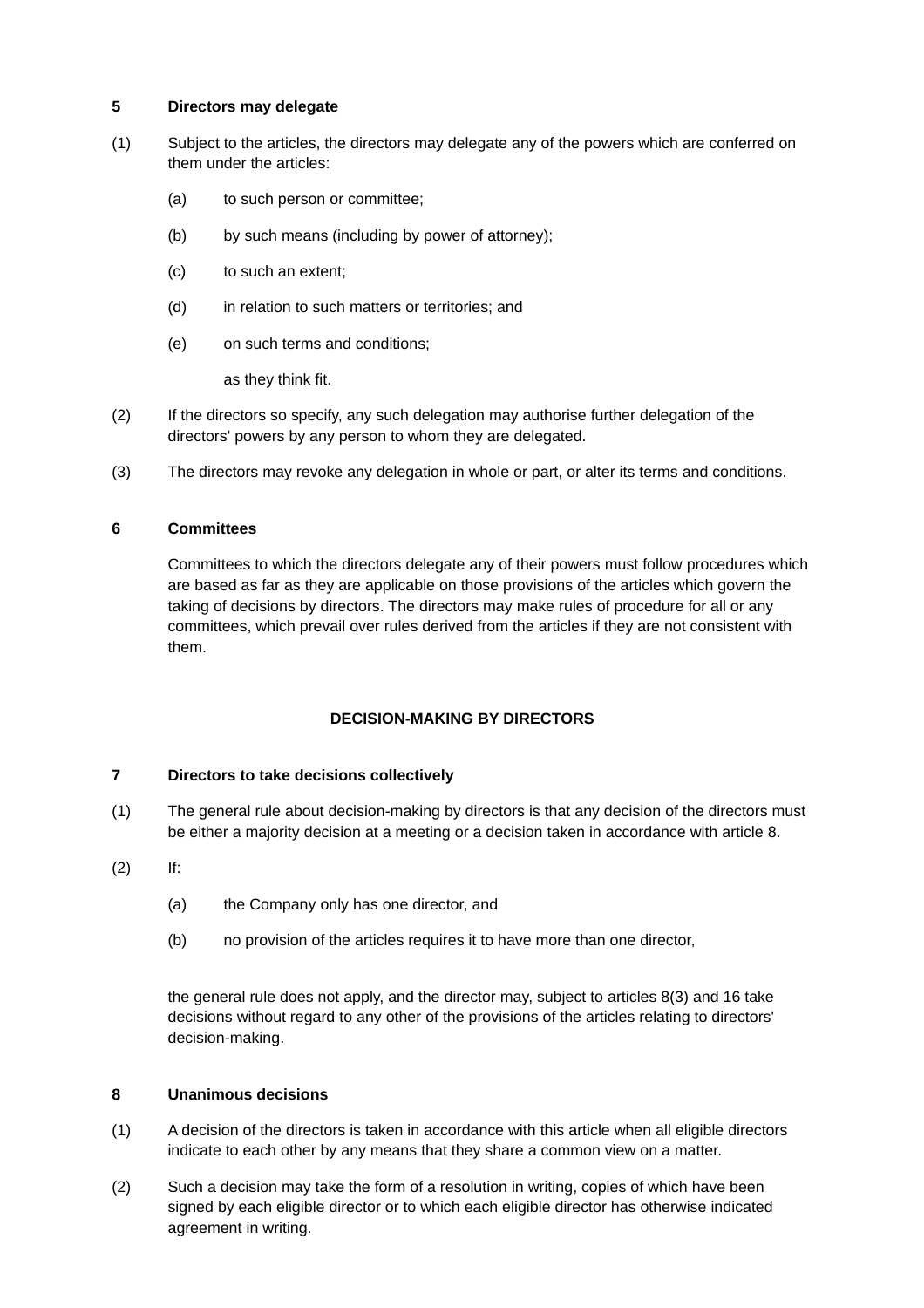### 5 Directors may delegate

(1) Subject to the articles, the directors may delegate any of the powers which are conferred on them under the articles:

(a) to such person or committee;

(b) by such means (including by power of attorney);

(c) to such an extent;

(d) in relation to such matters or territories; and

(e) on such terms and conditions;

as they think fit.

(2) If the directors so specify, any such delegation may authorise further delegation of the directors' powers by any person to whom they are delegated.

(3) The directors may revoke any delegation in whole or part, or alter its terms and conditions.

### 6 Committees

Committees to which the directors delegate any of their powers must follow procedures which are based as far as they are applicable on those provisions of the articles which govern the taking of decisions by directors. The directors may make rules of procedure for all or any committees, which prevail over rules derived from the articles if they are not consistent with them.

## DECISION-MAKING BY DIRECTORS

### 7 Directors to take decisions collectively

(1) The general rule about decision-making by directors is that any decision of the directors must be either a majority decision at a meeting or a decision taken in accordance with article 8.

(2) If:

(a) the Company only has one director, and

(b) no provision of the articles requires it to have more than one director,

the general rule does not apply, and the director may, subject to articles 8(3) and 16 take decisions without regard to any other of the provisions of the articles relating to directors' decision-making.

### 8 Unanimous decisions

(1) A decision of the directors is taken in accordance with this article when all eligible directors indicate to each other by any means that they share a common view on a matter.

(2) Such a decision may take the form of a resolution in writing, copies of which have been signed by each eligible director or to which each eligible director has otherwise indicated agreement in writing.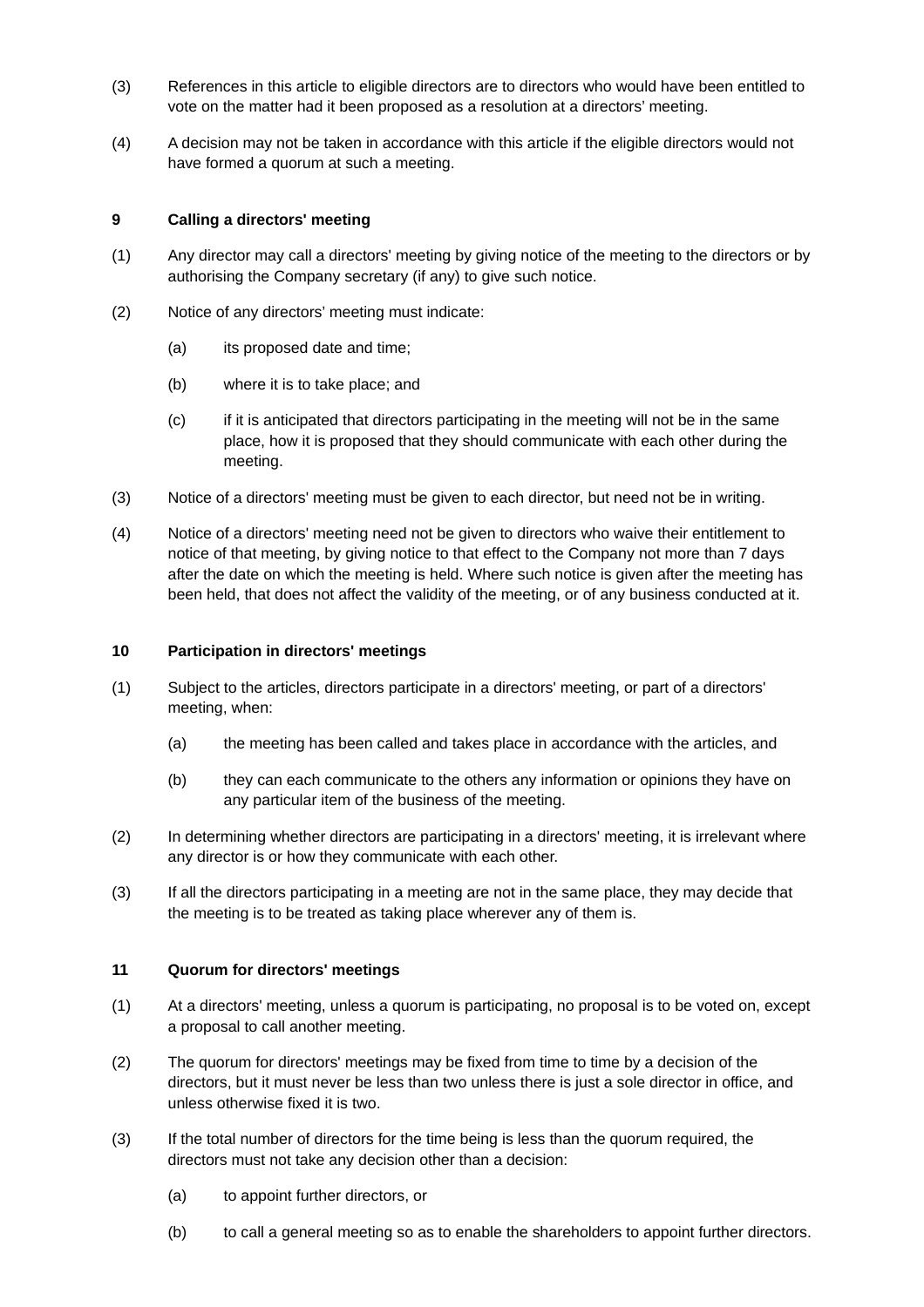(3) References in this article to eligible directors are to directors who would have been entitled to vote on the matter had it been proposed as a resolution at a directors' meeting.

(4) A decision may not be taken in accordance with this article if the eligible directors would not have formed a quorum at such a meeting.

### 9 Calling a directors' meeting

(1) Any director may call a directors' meeting by giving notice of the meeting to the directors or by authorising the Company secretary (if any) to give such notice.

(2) Notice of any directors' meeting must indicate:

   (a) its proposed date and time;

   (b) where it is to take place; and

   (c) if it is anticipated that directors participating in the meeting will not be in the same place, how it is proposed that they should communicate with each other during the meeting.

(3) Notice of a directors' meeting must be given to each director, but need not be in writing.

(4) Notice of a directors' meeting need not be given to directors who waive their entitlement to notice of that meeting, by giving notice to that effect to the Company not more than 7 days after the date on which the meeting is held. Where such notice is given after the meeting has been held, that does not affect the validity of the meeting, or of any business conducted at it.

### 10 Participation in directors' meetings

(1) Subject to the articles, directors participate in a directors' meeting, or part of a directors' meeting, when:

   (a) the meeting has been called and takes place in accordance with the articles, and

   (b) they can each communicate to the others any information or opinions they have on any particular item of the business of the meeting.

(2) In determining whether directors are participating in a directors' meeting, it is irrelevant where any director is or how they communicate with each other.

(3) If all the directors participating in a meeting are not in the same place, they may decide that the meeting is to be treated as taking place wherever any of them is.

### 11 Quorum for directors' meetings

(1) At a directors' meeting, unless a quorum is participating, no proposal is to be voted on, except a proposal to call another meeting.

(2) The quorum for directors' meetings may be fixed from time to time by a decision of the directors, but it must never be less than two unless there is just a sole director in office, and unless otherwise fixed it is two.

(3) If the total number of directors for the time being is less than the quorum required, the directors must not take any decision other than a decision:

   (a) to appoint further directors, or

   (b) to call a general meeting so as to enable the shareholders to appoint further directors.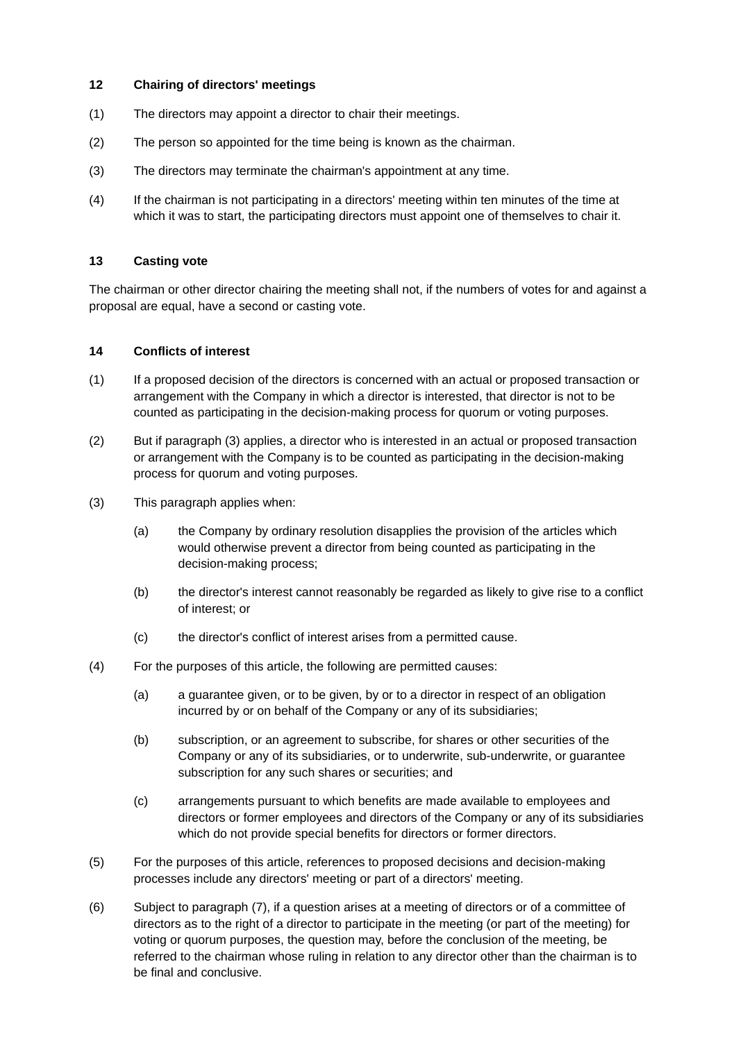**12 Chairing of directors' meetings**

(1) The directors may appoint a director to chair their meetings.

(2) The person so appointed for the time being is known as the chairman.

(3) The directors may terminate the chairman's appointment at any time.

(4) If the chairman is not participating in a directors' meeting within ten minutes of the time at which it was to start, the participating directors must appoint one of themselves to chair it.

**13 Casting vote**

The chairman or other director chairing the meeting shall not, if the numbers of votes for and against a proposal are equal, have a second or casting vote.

**14 Conflicts of interest**

(1) If a proposed decision of the directors is concerned with an actual or proposed transaction or arrangement with the Company in which a director is interested, that director is not to be counted as participating in the decision-making process for quorum or voting purposes.

(2) But if paragraph (3) applies, a director who is interested in an actual or proposed transaction or arrangement with the Company is to be counted as participating in the decision-making process for quorum and voting purposes.

(3) This paragraph applies when:

(a) the Company by ordinary resolution disapplies the provision of the articles which would otherwise prevent a director from being counted as participating in the decision-making process;

(b) the director's interest cannot reasonably be regarded as likely to give rise to a conflict of interest; or

(c) the director's conflict of interest arises from a permitted cause.

(4) For the purposes of this article, the following are permitted causes:

(a) a guarantee given, or to be given, by or to a director in respect of an obligation incurred by or on behalf of the Company or any of its subsidiaries;

(b) subscription, or an agreement to subscribe, for shares or other securities of the Company or any of its subsidiaries, or to underwrite, sub-underwrite, or guarantee subscription for any such shares or securities; and

(c) arrangements pursuant to which benefits are made available to employees and directors or former employees and directors of the Company or any of its subsidiaries which do not provide special benefits for directors or former directors.

(5) For the purposes of this article, references to proposed decisions and decision-making processes include any directors' meeting or part of a directors' meeting.

(6) Subject to paragraph (7), if a question arises at a meeting of directors or of a committee of directors as to the right of a director to participate in the meeting (or part of the meeting) for voting or quorum purposes, the question may, before the conclusion of the meeting, be referred to the chairman whose ruling in relation to any director other than the chairman is to be final and conclusive.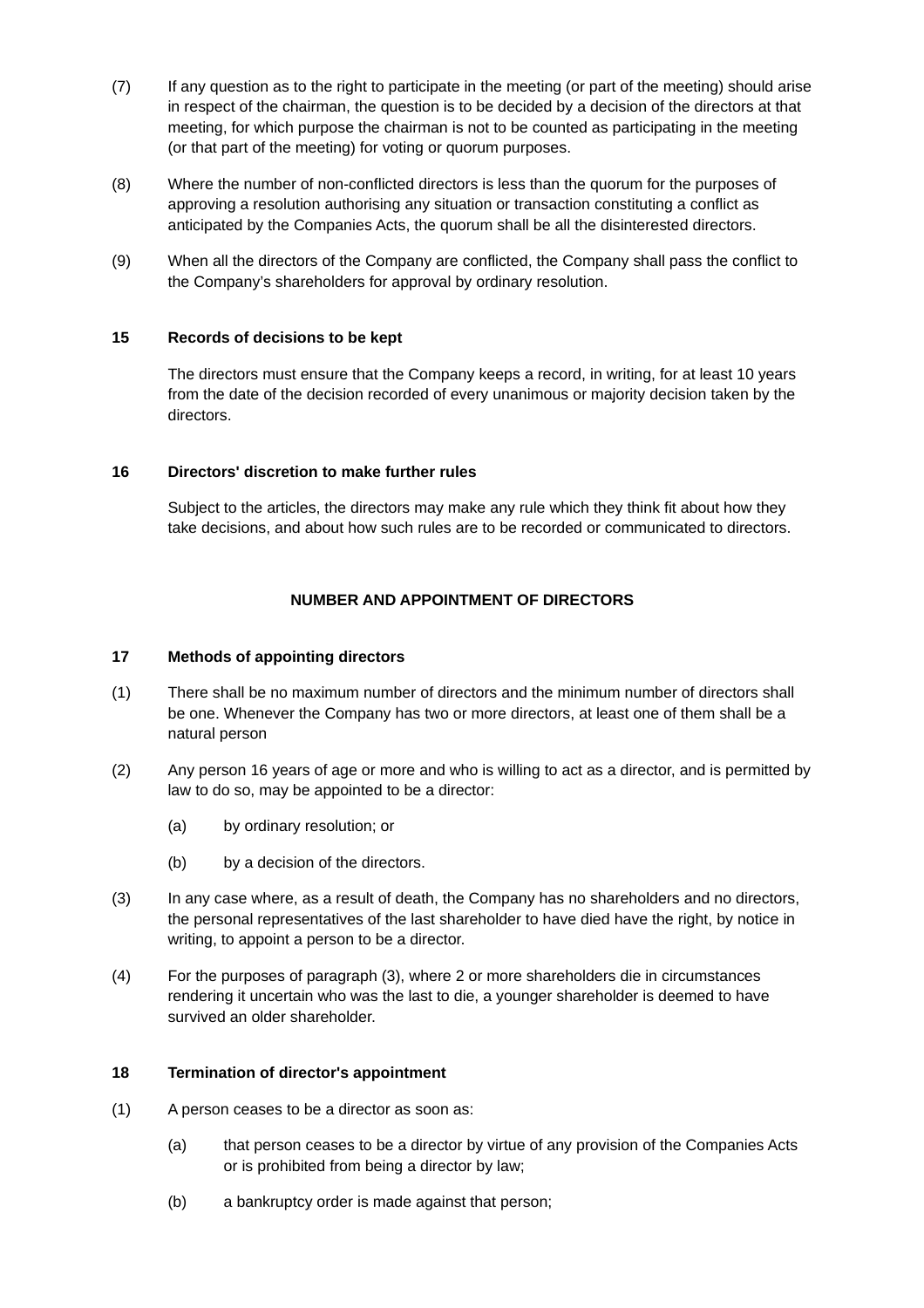(7) If any question as to the right to participate in the meeting (or part of the meeting) should arise in respect of the chairman, the question is to be decided by a decision of the directors at that meeting, for which purpose the chairman is not to be counted as participating in the meeting (or that part of the meeting) for voting or quorum purposes.

(8) Where the number of non-conflicted directors is less than the quorum for the purposes of approving a resolution authorising any situation or transaction constituting a conflict as anticipated by the Companies Acts, the quorum shall be all the disinterested directors.

(9) When all the directors of the Company are conflicted, the Company shall pass the conflict to the Company's shareholders for approval by ordinary resolution.

### 15 Records of decisions to be kept

The directors must ensure that the Company keeps a record, in writing, for at least 10 years from the date of the decision recorded of every unanimous or majority decision taken by the directors.

### 16 Directors' discretion to make further rules

Subject to the articles, the directors may make any rule which they think fit about how they take decisions, and about how such rules are to be recorded or communicated to directors.

## NUMBER AND APPOINTMENT OF DIRECTORS

### 17 Methods of appointing directors

(1) There shall be no maximum number of directors and the minimum number of directors shall be one. Whenever the Company has two or more directors, at least one of them shall be a natural person

(2) Any person 16 years of age or more and who is willing to act as a director, and is permitted by law to do so, may be appointed to be a director:

  (a) by ordinary resolution; or

  (b) by a decision of the directors.

(3) In any case where, as a result of death, the Company has no shareholders and no directors, the personal representatives of the last shareholder to have died have the right, by notice in writing, to appoint a person to be a director.

(4) For the purposes of paragraph (3), where 2 or more shareholders die in circumstances rendering it uncertain who was the last to die, a younger shareholder is deemed to have survived an older shareholder.

### 18 Termination of director's appointment

(1) A person ceases to be a director as soon as:

  (a) that person ceases to be a director by virtue of any provision of the Companies Acts or is prohibited from being a director by law;

  (b) a bankruptcy order is made against that person;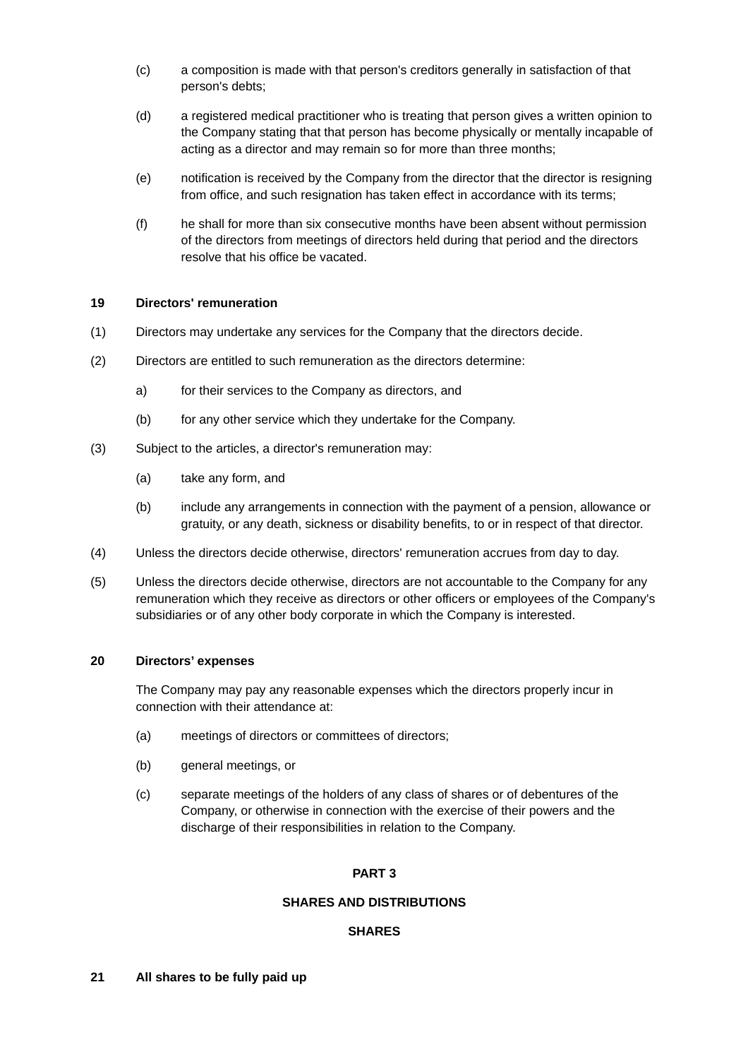(c) a composition is made with that person's creditors generally in satisfaction of that person's debts;

(d) a registered medical practitioner who is treating that person gives a written opinion to the Company stating that that person has become physically or mentally incapable of acting as a director and may remain so for more than three months;

(e) notification is received by the Company from the director that the director is resigning from office, and such resignation has taken effect in accordance with its terms;

(f) he shall for more than six consecutive months have been absent without permission of the directors from meetings of directors held during that period and the directors resolve that his office be vacated.

**19 Directors' remuneration**

(1) Directors may undertake any services for the Company that the directors decide.

(2) Directors are entitled to such remuneration as the directors determine:

a) for their services to the Company as directors, and

(b) for any other service which they undertake for the Company.

(3) Subject to the articles, a director's remuneration may:

(a) take any form, and

(b) include any arrangements in connection with the payment of a pension, allowance or gratuity, or any death, sickness or disability benefits, to or in respect of that director.

(4) Unless the directors decide otherwise, directors' remuneration accrues from day to day.

(5) Unless the directors decide otherwise, directors are not accountable to the Company for any remuneration which they receive as directors or other officers or employees of the Company's subsidiaries or of any other body corporate in which the Company is interested.

**20 Directors’ expenses**

The Company may pay any reasonable expenses which the directors properly incur in connection with their attendance at:

(a) meetings of directors or committees of directors;

(b) general meetings, or

(c) separate meetings of the holders of any class of shares or of debentures of the Company, or otherwise in connection with the exercise of their powers and the discharge of their responsibilities in relation to the Company.

## PART 3

## SHARES AND DISTRIBUTIONS

### SHARES

**21 All shares to be fully paid up**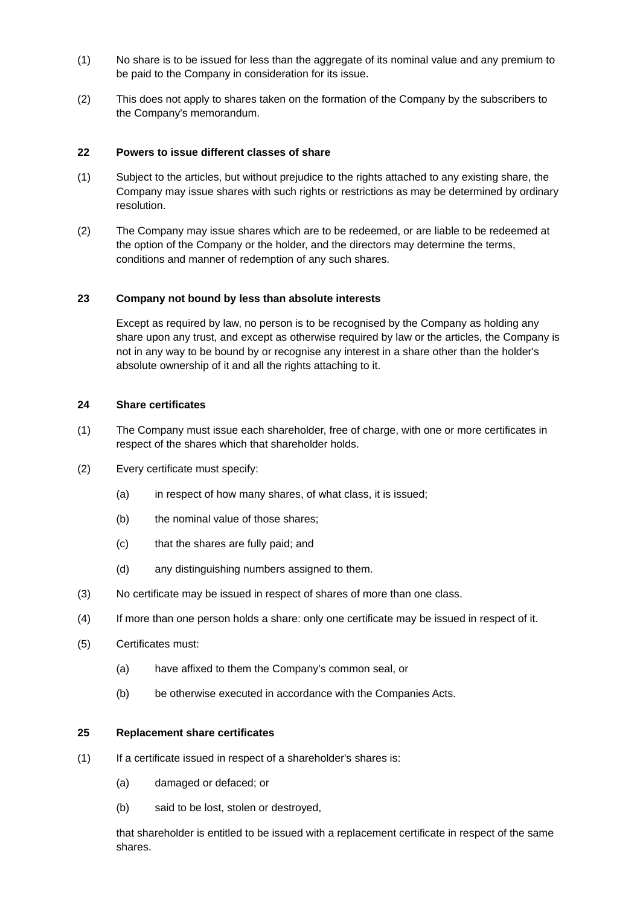(1) No share is to be issued for less than the aggregate of its nominal value and any premium to be paid to the Company in consideration for its issue.

(2) This does not apply to shares taken on the formation of the Company by the subscribers to the Company's memorandum.

## 22 Powers to issue different classes of share

(1) Subject to the articles, but without prejudice to the rights attached to any existing share, the Company may issue shares with such rights or restrictions as may be determined by ordinary resolution.

(2) The Company may issue shares which are to be redeemed, or are liable to be redeemed at the option of the Company or the holder, and the directors may determine the terms, conditions and manner of redemption of any such shares.

## 23 Company not bound by less than absolute interests

Except as required by law, no person is to be recognised by the Company as holding any share upon any trust, and except as otherwise required by law or the articles, the Company is not in any way to be bound by or recognise any interest in a share other than the holder's absolute ownership of it and all the rights attaching to it.

## 24 Share certificates

(1) The Company must issue each shareholder, free of charge, with one or more certificates in respect of the shares which that shareholder holds.

(2) Every certificate must specify:

- (a) in respect of how many shares, of what class, it is issued;
- (b) the nominal value of those shares;
- (c) that the shares are fully paid; and
- (d) any distinguishing numbers assigned to them.

(3) No certificate may be issued in respect of shares of more than one class.

(4) If more than one person holds a share: only one certificate may be issued in respect of it.

(5) Certificates must:

- (a) have affixed to them the Company's common seal, or
- (b) be otherwise executed in accordance with the Companies Acts.

## 25 Replacement share certificates

(1) If a certificate issued in respect of a shareholder's shares is:

- (a) damaged or defaced; or
- (b) said to be lost, stolen or destroyed,

that shareholder is entitled to be issued with a replacement certificate in respect of the same shares.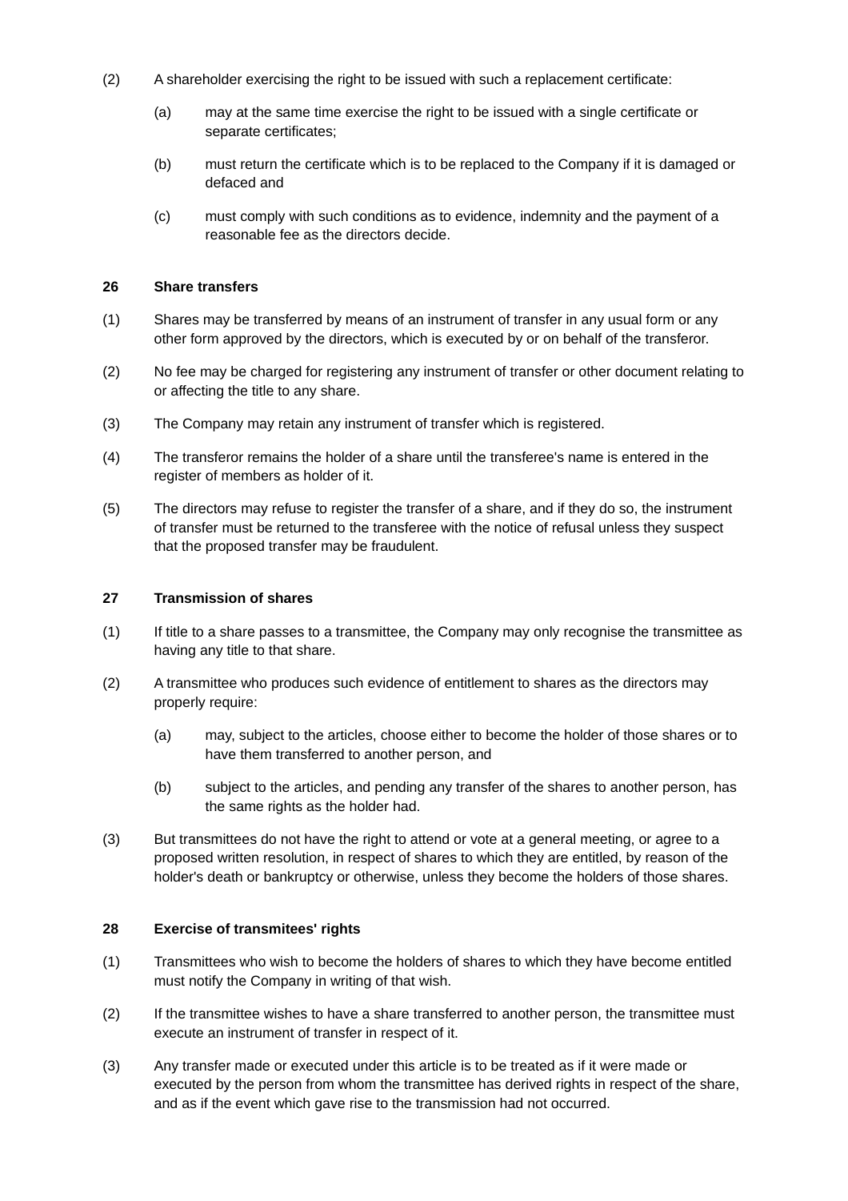(2) A shareholder exercising the right to be issued with such a replacement certificate:

   (a) may at the same time exercise the right to be issued with a single certificate or separate certificates;

   (b) must return the certificate which is to be replaced to the Company if it is damaged or defaced and

   (c) must comply with such conditions as to evidence, indemnity and the payment of a reasonable fee as the directors decide.

**26 Share transfers**

(1) Shares may be transferred by means of an instrument of transfer in any usual form or any other form approved by the directors, which is executed by or on behalf of the transferor.

(2) No fee may be charged for registering any instrument of transfer or other document relating to or affecting the title to any share.

(3) The Company may retain any instrument of transfer which is registered.

(4) The transferor remains the holder of a share until the transferee's name is entered in the register of members as holder of it.

(5) The directors may refuse to register the transfer of a share, and if they do so, the instrument of transfer must be returned to the transferee with the notice of refusal unless they suspect that the proposed transfer may be fraudulent.

**27 Transmission of shares**

(1) If title to a share passes to a transmittee, the Company may only recognise the transmittee as having any title to that share.

(2) A transmittee who produces such evidence of entitlement to shares as the directors may properly require:

   (a) may, subject to the articles, choose either to become the holder of those shares or to have them transferred to another person, and

   (b) subject to the articles, and pending any transfer of the shares to another person, has the same rights as the holder had.

(3) But transmittees do not have the right to attend or vote at a general meeting, or agree to a proposed written resolution, in respect of shares to which they are entitled, by reason of the holder's death or bankruptcy or otherwise, unless they become the holders of those shares.

**28 Exercise of transmitees' rights**

(1) Transmittees who wish to become the holders of shares to which they have become entitled must notify the Company in writing of that wish.

(2) If the transmittee wishes to have a share transferred to another person, the transmittee must execute an instrument of transfer in respect of it.

(3) Any transfer made or executed under this article is to be treated as if it were made or executed by the person from whom the transmittee has derived rights in respect of the share, and as if the event which gave rise to the transmission had not occurred.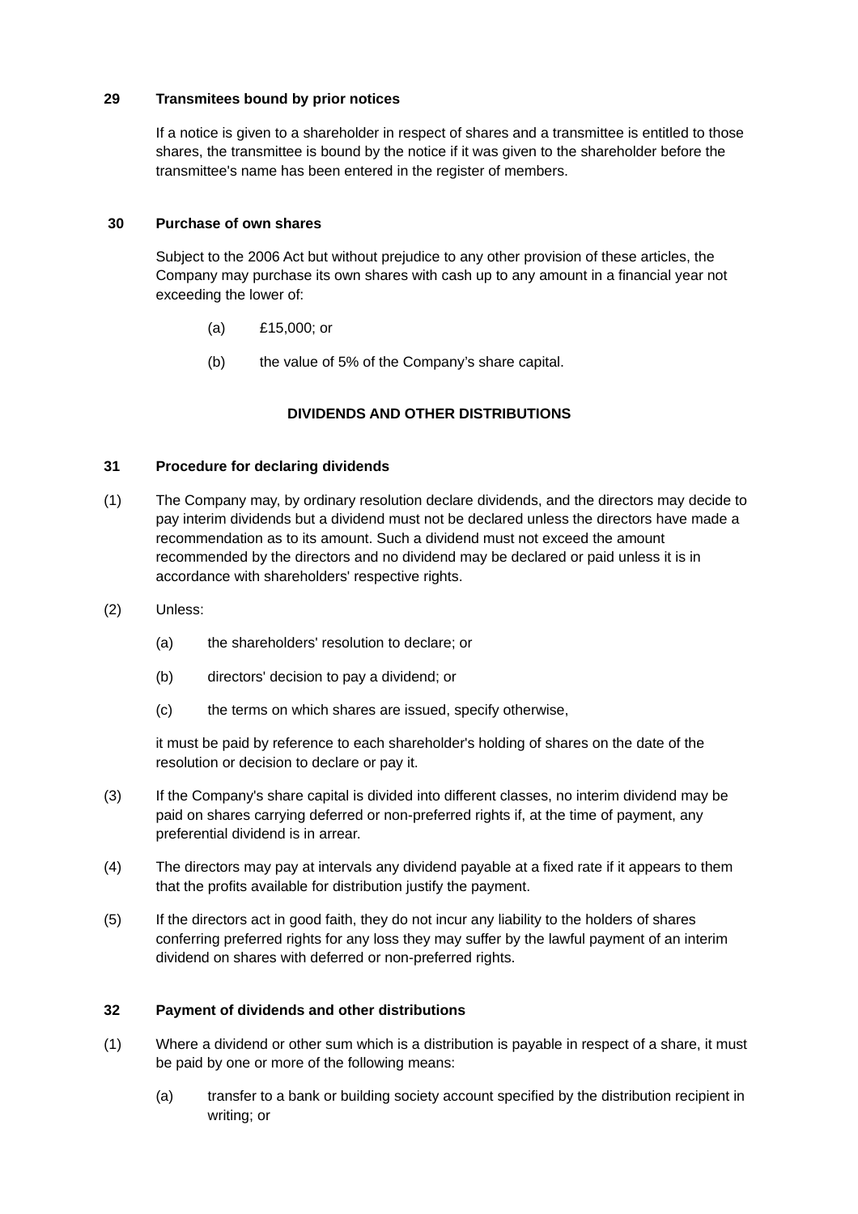**29 Transmitees bound by prior notices**

If a notice is given to a shareholder in respect of shares and a transmittee is entitled to those shares, the transmittee is bound by the notice if it was given to the shareholder before the transmittee's name has been entered in the register of members.

**30 Purchase of own shares**

Subject to the 2006 Act but without prejudice to any other provision of these articles, the Company may purchase its own shares with cash up to any amount in a financial year not exceeding the lower of:

(a) £15,000; or

(b) the value of 5% of the Company's share capital.

**DIVIDENDS AND OTHER DISTRIBUTIONS**

**31 Procedure for declaring dividends**

(1) The Company may, by ordinary resolution declare dividends, and the directors may decide to pay interim dividends but a dividend must not be declared unless the directors have made a recommendation as to its amount. Such a dividend must not exceed the amount recommended by the directors and no dividend may be declared or paid unless it is in accordance with shareholders' respective rights.

(2) Unless:

(a) the shareholders' resolution to declare; or

(b) directors' decision to pay a dividend; or

(c) the terms on which shares are issued, specify otherwise,

it must be paid by reference to each shareholder's holding of shares on the date of the resolution or decision to declare or pay it.

(3) If the Company's share capital is divided into different classes, no interim dividend may be paid on shares carrying deferred or non-preferred rights if, at the time of payment, any preferential dividend is in arrear.

(4) The directors may pay at intervals any dividend payable at a fixed rate if it appears to them that the profits available for distribution justify the payment.

(5) If the directors act in good faith, they do not incur any liability to the holders of shares conferring preferred rights for any loss they may suffer by the lawful payment of an interim dividend on shares with deferred or non-preferred rights.

**32 Payment of dividends and other distributions**

(1) Where a dividend or other sum which is a distribution is payable in respect of a share, it must be paid by one or more of the following means:

(a) transfer to a bank or building society account specified by the distribution recipient in writing; or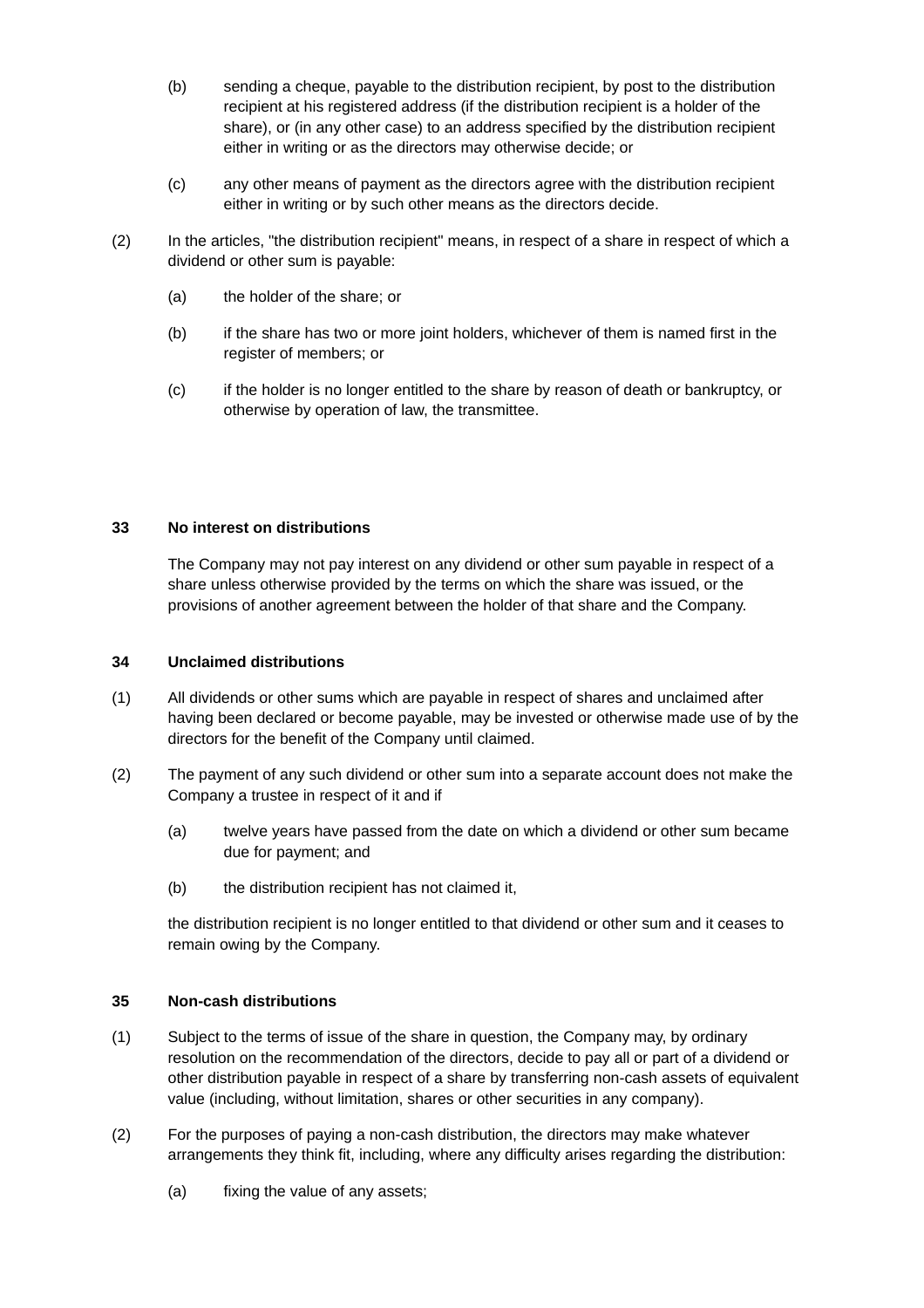(b) sending a cheque, payable to the distribution recipient, by post to the distribution recipient at his registered address (if the distribution recipient is a holder of the share), or (in any other case) to an address specified by the distribution recipient either in writing or as the directors may otherwise decide; or

(c) any other means of payment as the directors agree with the distribution recipient either in writing or by such other means as the directors decide.

(2) In the articles, "the distribution recipient" means, in respect of a share in respect of which a dividend or other sum is payable:

(a) the holder of the share; or

(b) if the share has two or more joint holders, whichever of them is named first in the register of members; or

(c) if the holder is no longer entitled to the share by reason of death or bankruptcy, or otherwise by operation of law, the transmittee.

### 33 No interest on distributions

The Company may not pay interest on any dividend or other sum payable in respect of a share unless otherwise provided by the terms on which the share was issued, or the provisions of another agreement between the holder of that share and the Company.

### 34 Unclaimed distributions

(1) All dividends or other sums which are payable in respect of shares and unclaimed after having been declared or become payable, may be invested or otherwise made use of by the directors for the benefit of the Company until claimed.

(2) The payment of any such dividend or other sum into a separate account does not make the Company a trustee in respect of it and if

(a) twelve years have passed from the date on which a dividend or other sum became due for payment; and

(b) the distribution recipient has not claimed it,

the distribution recipient is no longer entitled to that dividend or other sum and it ceases to remain owing by the Company.

### 35 Non-cash distributions

(1) Subject to the terms of issue of the share in question, the Company may, by ordinary resolution on the recommendation of the directors, decide to pay all or part of a dividend or other distribution payable in respect of a share by transferring non-cash assets of equivalent value (including, without limitation, shares or other securities in any company).

(2) For the purposes of paying a non-cash distribution, the directors may make whatever arrangements they think fit, including, where any difficulty arises regarding the distribution:

(a) fixing the value of any assets;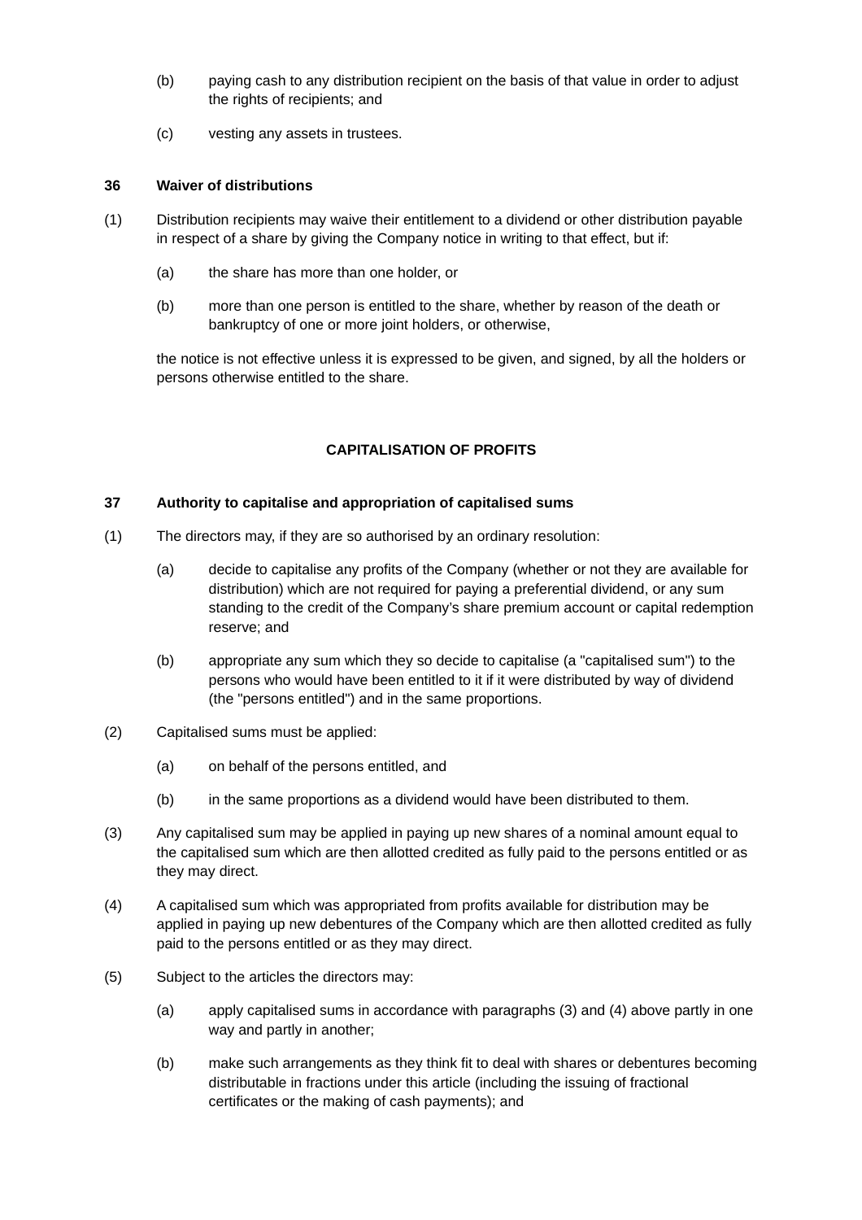(b) paying cash to any distribution recipient on the basis of that value in order to adjust the rights of recipients; and

(c) vesting any assets in trustees.

**36 Waiver of distributions**

(1) Distribution recipients may waive their entitlement to a dividend or other distribution payable in respect of a share by giving the Company notice in writing to that effect, but if:

(a) the share has more than one holder, or

(b) more than one person is entitled to the share, whether by reason of the death or bankruptcy of one or more joint holders, or otherwise,

the notice is not effective unless it is expressed to be given, and signed, by all the holders or persons otherwise entitled to the share.

**CAPITALISATION OF PROFITS**

**37 Authority to capitalise and appropriation of capitalised sums**

(1) The directors may, if they are so authorised by an ordinary resolution:

(a) decide to capitalise any profits of the Company (whether or not they are available for distribution) which are not required for paying a preferential dividend, or any sum standing to the credit of the Company's share premium account or capital redemption reserve; and

(b) appropriate any sum which they so decide to capitalise (a "capitalised sum") to the persons who would have been entitled to it if it were distributed by way of dividend (the "persons entitled") and in the same proportions.

(2) Capitalised sums must be applied:

(a) on behalf of the persons entitled, and

(b) in the same proportions as a dividend would have been distributed to them.

(3) Any capitalised sum may be applied in paying up new shares of a nominal amount equal to the capitalised sum which are then allotted credited as fully paid to the persons entitled or as they may direct.

(4) A capitalised sum which was appropriated from profits available for distribution may be applied in paying up new debentures of the Company which are then allotted credited as fully paid to the persons entitled or as they may direct.

(5) Subject to the articles the directors may:

(a) apply capitalised sums in accordance with paragraphs (3) and (4) above partly in one way and partly in another;

(b) make such arrangements as they think fit to deal with shares or debentures becoming distributable in fractions under this article (including the issuing of fractional certificates or the making of cash payments); and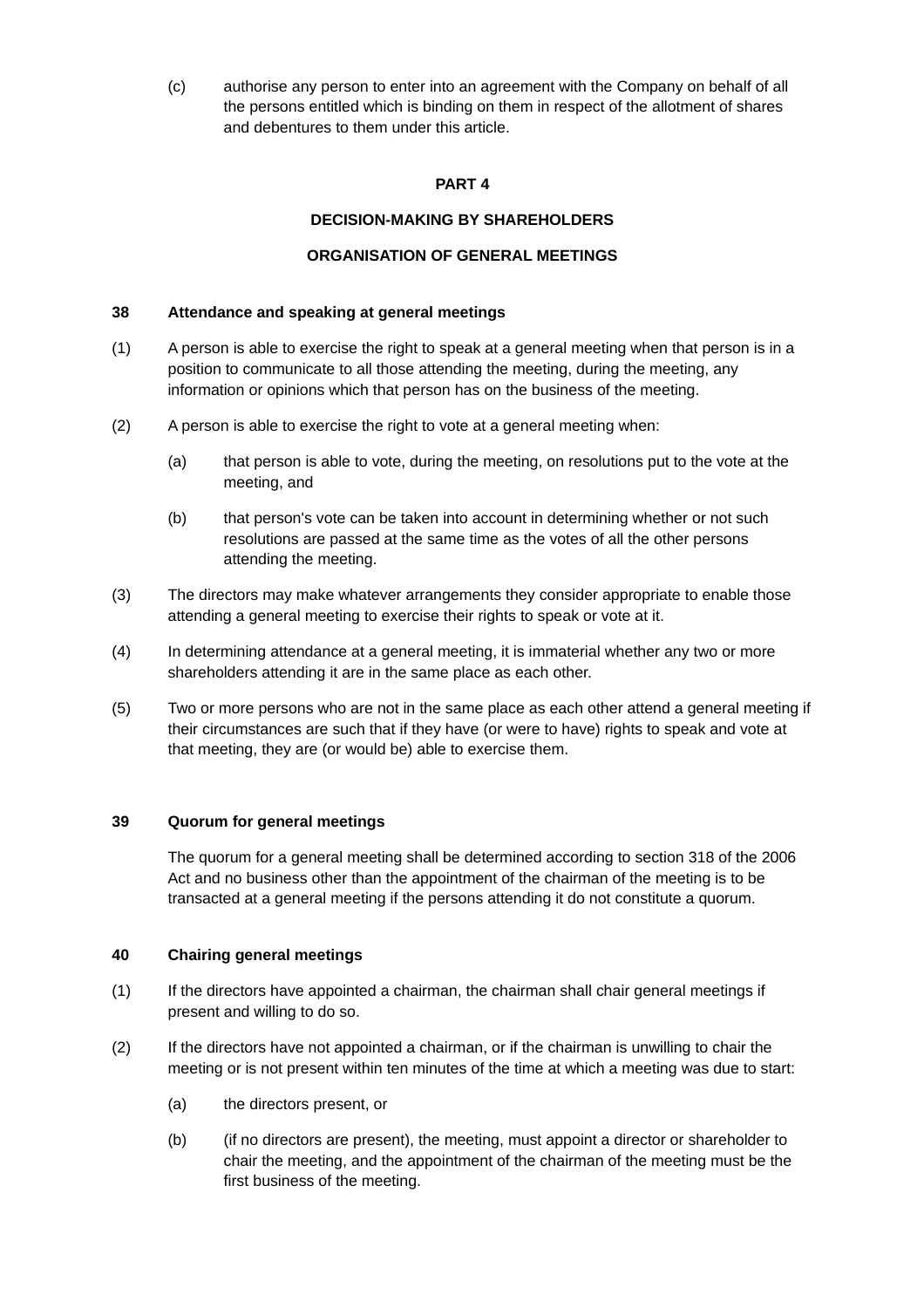(c) authorise any person to enter into an agreement with the Company on behalf of all the persons entitled which is binding on them in respect of the allotment of shares and debentures to them under this article.

## PART 4

## DECISION-MAKING BY SHAREHOLDERS

## ORGANISATION OF GENERAL MEETINGS

### 38 Attendance and speaking at general meetings

(1) A person is able to exercise the right to speak at a general meeting when that person is in a position to communicate to all those attending the meeting, during the meeting, any information or opinions which that person has on the business of the meeting.

(2) A person is able to exercise the right to vote at a general meeting when:

- (a) that person is able to vote, during the meeting, on resolutions put to the vote at the meeting, and
- (b) that person's vote can be taken into account in determining whether or not such resolutions are passed at the same time as the votes of all the other persons attending the meeting.

(3) The directors may make whatever arrangements they consider appropriate to enable those attending a general meeting to exercise their rights to speak or vote at it.

(4) In determining attendance at a general meeting, it is immaterial whether any two or more shareholders attending it are in the same place as each other.

(5) Two or more persons who are not in the same place as each other attend a general meeting if their circumstances are such that if they have (or were to have) rights to speak and vote at that meeting, they are (or would be) able to exercise them.

### 39 Quorum for general meetings

The quorum for a general meeting shall be determined according to section 318 of the 2006 Act and no business other than the appointment of the chairman of the meeting is to be transacted at a general meeting if the persons attending it do not constitute a quorum.

### 40 Chairing general meetings

(1) If the directors have appointed a chairman, the chairman shall chair general meetings if present and willing to do so.

(2) If the directors have not appointed a chairman, or if the chairman is unwilling to chair the meeting or is not present within ten minutes of the time at which a meeting was due to start:

- (a) the directors present, or
- (b) (if no directors are present), the meeting, must appoint a director or shareholder to chair the meeting, and the appointment of the chairman of the meeting must be the first business of the meeting.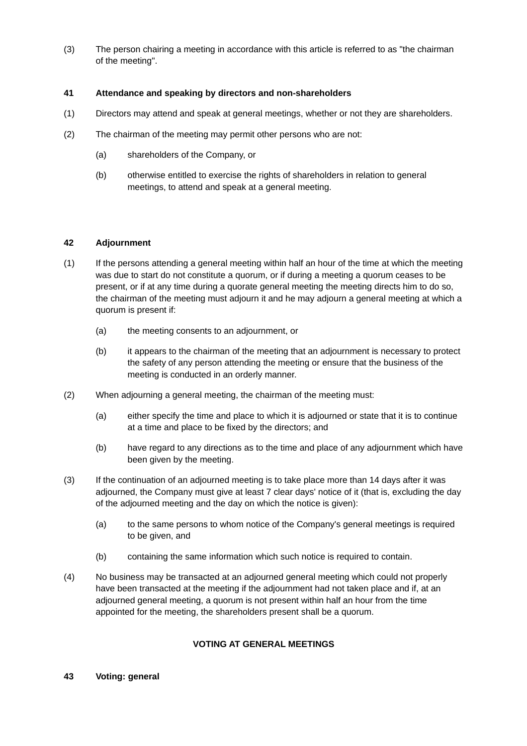(3) The person chairing a meeting in accordance with this article is referred to as "the chairman of the meeting".

**41 Attendance and speaking by directors and non-shareholders**

(1) Directors may attend and speak at general meetings, whether or not they are shareholders.

(2) The chairman of the meeting may permit other persons who are not:

(a) shareholders of the Company, or

(b) otherwise entitled to exercise the rights of shareholders in relation to general meetings, to attend and speak at a general meeting.

**42 Adjournment**

(1) If the persons attending a general meeting within half an hour of the time at which the meeting was due to start do not constitute a quorum, or if during a meeting a quorum ceases to be present, or if at any time during a quorate general meeting the meeting directs him to do so, the chairman of the meeting must adjourn it and he may adjourn a general meeting at which a quorum is present if:

(a) the meeting consents to an adjournment, or

(b) it appears to the chairman of the meeting that an adjournment is necessary to protect the safety of any person attending the meeting or ensure that the business of the meeting is conducted in an orderly manner.

(2) When adjourning a general meeting, the chairman of the meeting must:

(a) either specify the time and place to which it is adjourned or state that it is to continue at a time and place to be fixed by the directors; and

(b) have regard to any directions as to the time and place of any adjournment which have been given by the meeting.

(3) If the continuation of an adjourned meeting is to take place more than 14 days after it was adjourned, the Company must give at least 7 clear days' notice of it (that is, excluding the day of the adjourned meeting and the day on which the notice is given):

(a) to the same persons to whom notice of the Company's general meetings is required to be given, and

(b) containing the same information which such notice is required to contain.

(4) No business may be transacted at an adjourned general meeting which could not properly have been transacted at the meeting if the adjournment had not taken place and if, at an adjourned general meeting, a quorum is not present within half an hour from the time appointed for the meeting, the shareholders present shall be a quorum.

**VOTING AT GENERAL MEETINGS**

**43 Voting: general**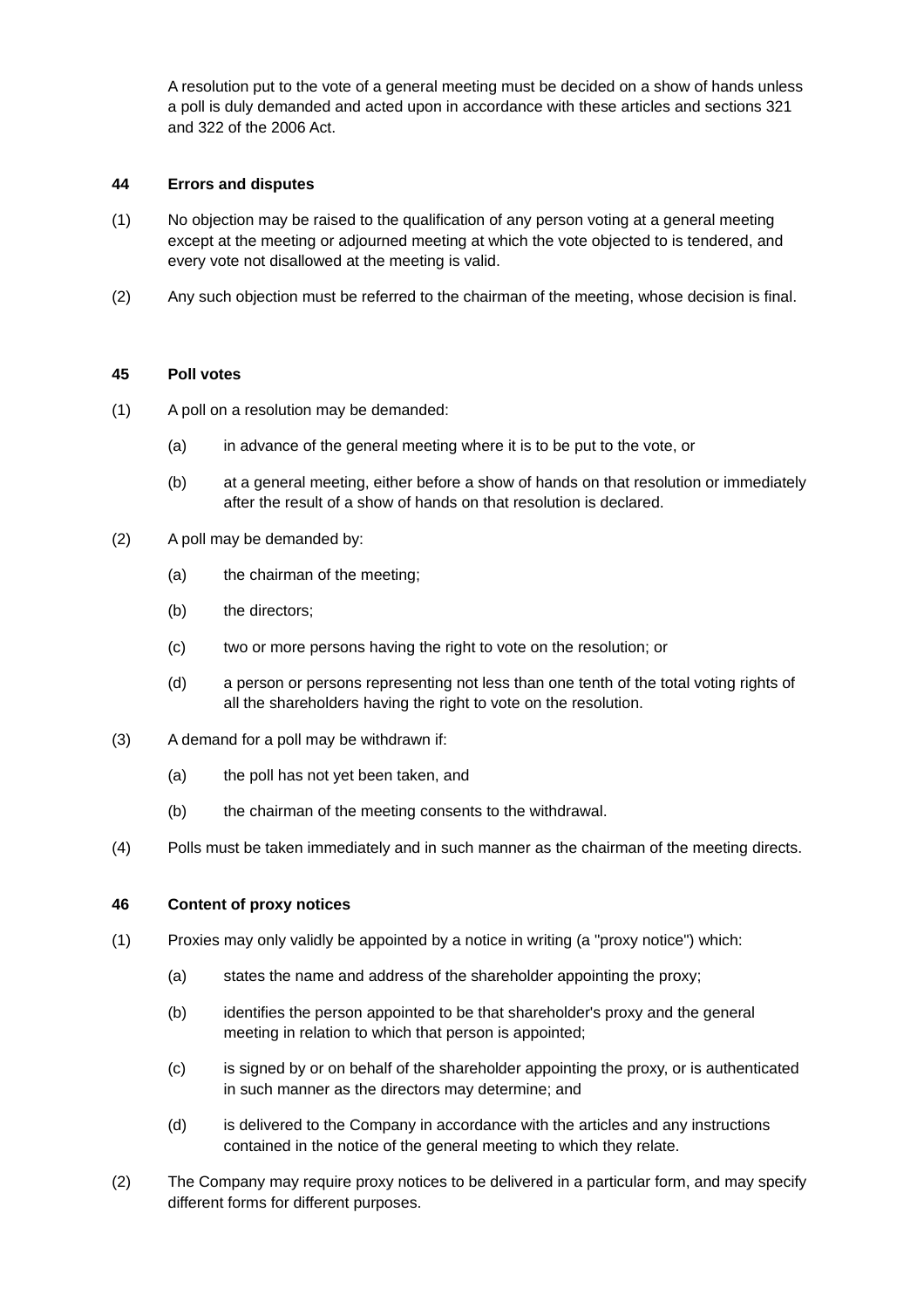A resolution put to the vote of a general meeting must be decided on a show of hands unless a poll is duly demanded and acted upon in accordance with these articles and sections 321 and 322 of the 2006 Act.

### 44 Errors and disputes

(1) No objection may be raised to the qualification of any person voting at a general meeting except at the meeting or adjourned meeting at which the vote objected to is tendered, and every vote not disallowed at the meeting is valid.

(2) Any such objection must be referred to the chairman of the meeting, whose decision is final.

### 45 Poll votes

(1) A poll on a resolution may be demanded:

- (a) in advance of the general meeting where it is to be put to the vote, or
- (b) at a general meeting, either before a show of hands on that resolution or immediately after the result of a show of hands on that resolution is declared.

(2) A poll may be demanded by:

- (a) the chairman of the meeting;
- (b) the directors;
- (c) two or more persons having the right to vote on the resolution; or
- (d) a person or persons representing not less than one tenth of the total voting rights of all the shareholders having the right to vote on the resolution.

(3) A demand for a poll may be withdrawn if:

- (a) the poll has not yet been taken, and
- (b) the chairman of the meeting consents to the withdrawal.

(4) Polls must be taken immediately and in such manner as the chairman of the meeting directs.

### 46 Content of proxy notices

(1) Proxies may only validly be appointed by a notice in writing (a "proxy notice") which:

- (a) states the name and address of the shareholder appointing the proxy;
- (b) identifies the person appointed to be that shareholder's proxy and the general meeting in relation to which that person is appointed;
- (c) is signed by or on behalf of the shareholder appointing the proxy, or is authenticated in such manner as the directors may determine; and
- (d) is delivered to the Company in accordance with the articles and any instructions contained in the notice of the general meeting to which they relate.

(2) The Company may require proxy notices to be delivered in a particular form, and may specify different forms for different purposes.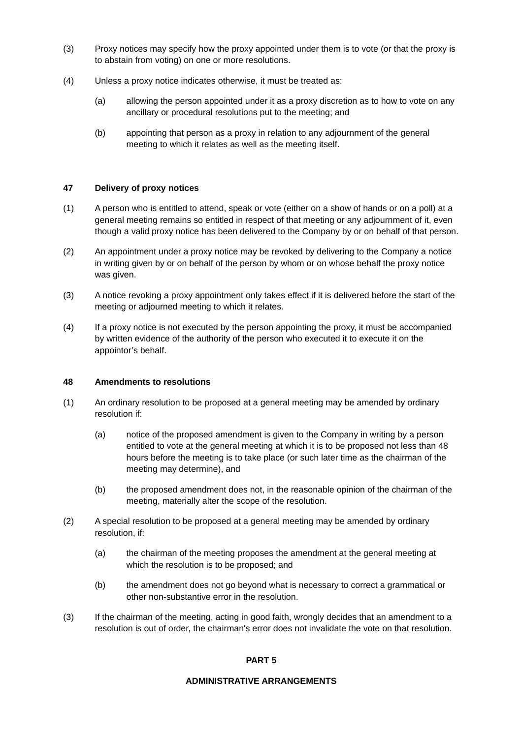(3) Proxy notices may specify how the proxy appointed under them is to vote (or that the proxy is to abstain from voting) on one or more resolutions.

(4) Unless a proxy notice indicates otherwise, it must be treated as:

  (a) allowing the person appointed under it as a proxy discretion as to how to vote on any ancillary or procedural resolutions put to the meeting; and

  (b) appointing that person as a proxy in relation to any adjournment of the general meeting to which it relates as well as the meeting itself.

### 47 Delivery of proxy notices

(1) A person who is entitled to attend, speak or vote (either on a show of hands or on a poll) at a general meeting remains so entitled in respect of that meeting or any adjournment of it, even though a valid proxy notice has been delivered to the Company by or on behalf of that person.

(2) An appointment under a proxy notice may be revoked by delivering to the Company a notice in writing given by or on behalf of the person by whom or on whose behalf the proxy notice was given.

(3) A notice revoking a proxy appointment only takes effect if it is delivered before the start of the meeting or adjourned meeting to which it relates.

(4) If a proxy notice is not executed by the person appointing the proxy, it must be accompanied by written evidence of the authority of the person who executed it to execute it on the appointor's behalf.

### 48 Amendments to resolutions

(1) An ordinary resolution to be proposed at a general meeting may be amended by ordinary resolution if:

  (a) notice of the proposed amendment is given to the Company in writing by a person entitled to vote at the general meeting at which it is to be proposed not less than 48 hours before the meeting is to take place (or such later time as the chairman of the meeting may determine), and

  (b) the proposed amendment does not, in the reasonable opinion of the chairman of the meeting, materially alter the scope of the resolution.

(2) A special resolution to be proposed at a general meeting may be amended by ordinary resolution, if:

  (a) the chairman of the meeting proposes the amendment at the general meeting at which the resolution is to be proposed; and

  (b) the amendment does not go beyond what is necessary to correct a grammatical or other non-substantive error in the resolution.

(3) If the chairman of the meeting, acting in good faith, wrongly decides that an amendment to a resolution is out of order, the chairman's error does not invalidate the vote on that resolution.

## PART 5

## ADMINISTRATIVE ARRANGEMENTS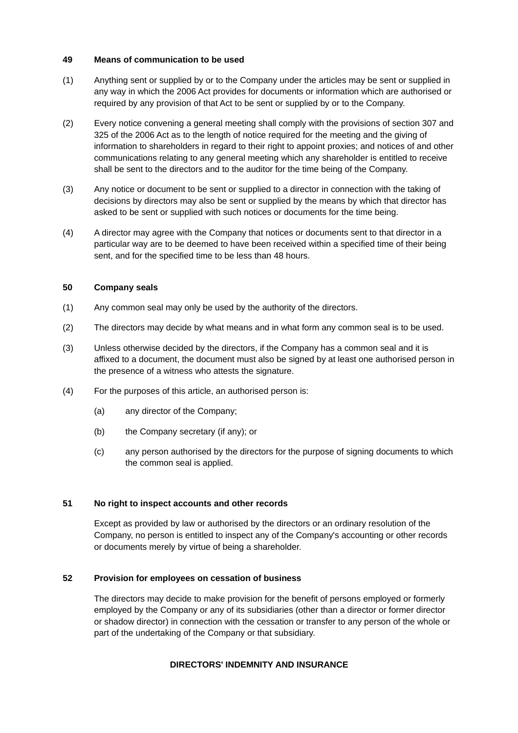### 49 Means of communication to be used

(1) Anything sent or supplied by or to the Company under the articles may be sent or supplied in any way in which the 2006 Act provides for documents or information which are authorised or required by any provision of that Act to be sent or supplied by or to the Company.

(2) Every notice convening a general meeting shall comply with the provisions of section 307 and 325 of the 2006 Act as to the length of notice required for the meeting and the giving of information to shareholders in regard to their right to appoint proxies; and notices of and other communications relating to any general meeting which any shareholder is entitled to receive shall be sent to the directors and to the auditor for the time being of the Company.

(3) Any notice or document to be sent or supplied to a director in connection with the taking of decisions by directors may also be sent or supplied by the means by which that director has asked to be sent or supplied with such notices or documents for the time being.

(4) A director may agree with the Company that notices or documents sent to that director in a particular way are to be deemed to have been received within a specified time of their being sent, and for the specified time to be less than 48 hours.

### 50 Company seals

(1) Any common seal may only be used by the authority of the directors.

(2) The directors may decide by what means and in what form any common seal is to be used.

(3) Unless otherwise decided by the directors, if the Company has a common seal and it is affixed to a document, the document must also be signed by at least one authorised person in the presence of a witness who attests the signature.

(4) For the purposes of this article, an authorised person is:

- (a) any director of the Company;
- (b) the Company secretary (if any); or
- (c) any person authorised by the directors for the purpose of signing documents to which the common seal is applied.

### 51 No right to inspect accounts and other records

Except as provided by law or authorised by the directors or an ordinary resolution of the Company, no person is entitled to inspect any of the Company's accounting or other records or documents merely by virtue of being a shareholder.

### 52 Provision for employees on cessation of business

The directors may decide to make provision for the benefit of persons employed or formerly employed by the Company or any of its subsidiaries (other than a director or former director or shadow director) in connection with the cessation or transfer to any person of the whole or part of the undertaking of the Company or that subsidiary.

## DIRECTORS' INDEMNITY AND INSURANCE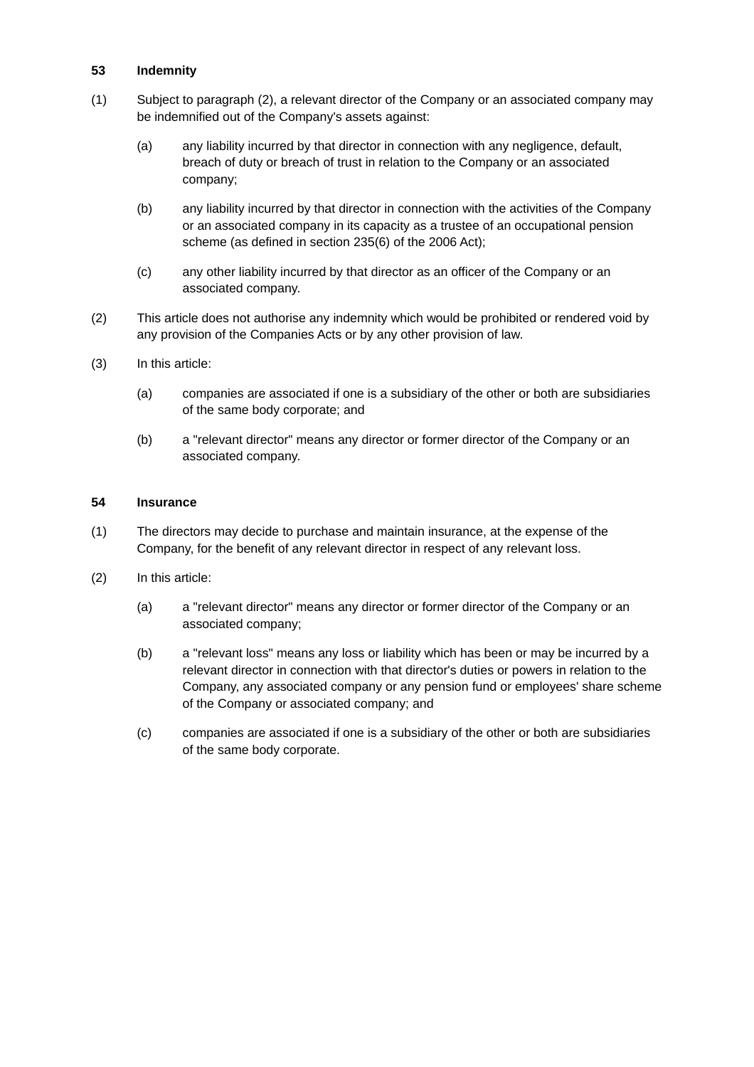### 53 Indemnity

(1) Subject to paragraph (2), a relevant director of the Company or an associated company may be indemnified out of the Company's assets against:

  (a) any liability incurred by that director in connection with any negligence, default, breach of duty or breach of trust in relation to the Company or an associated company;

  (b) any liability incurred by that director in connection with the activities of the Company or an associated company in its capacity as a trustee of an occupational pension scheme (as defined in section 235(6) of the 2006 Act);

  (c) any other liability incurred by that director as an officer of the Company or an associated company.

(2) This article does not authorise any indemnity which would be prohibited or rendered void by any provision of the Companies Acts or by any other provision of law.

(3) In this article:

  (a) companies are associated if one is a subsidiary of the other or both are subsidiaries of the same body corporate; and

  (b) a "relevant director" means any director or former director of the Company or an associated company.

### 54 Insurance

(1) The directors may decide to purchase and maintain insurance, at the expense of the Company, for the benefit of any relevant director in respect of any relevant loss.

(2) In this article:

  (a) a "relevant director" means any director or former director of the Company or an associated company;

  (b) a "relevant loss" means any loss or liability which has been or may be incurred by a relevant director in connection with that director's duties or powers in relation to the Company, any associated company or any pension fund or employees' share scheme of the Company or associated company; and

  (c) companies are associated if one is a subsidiary of the other or both are subsidiaries of the same body corporate.